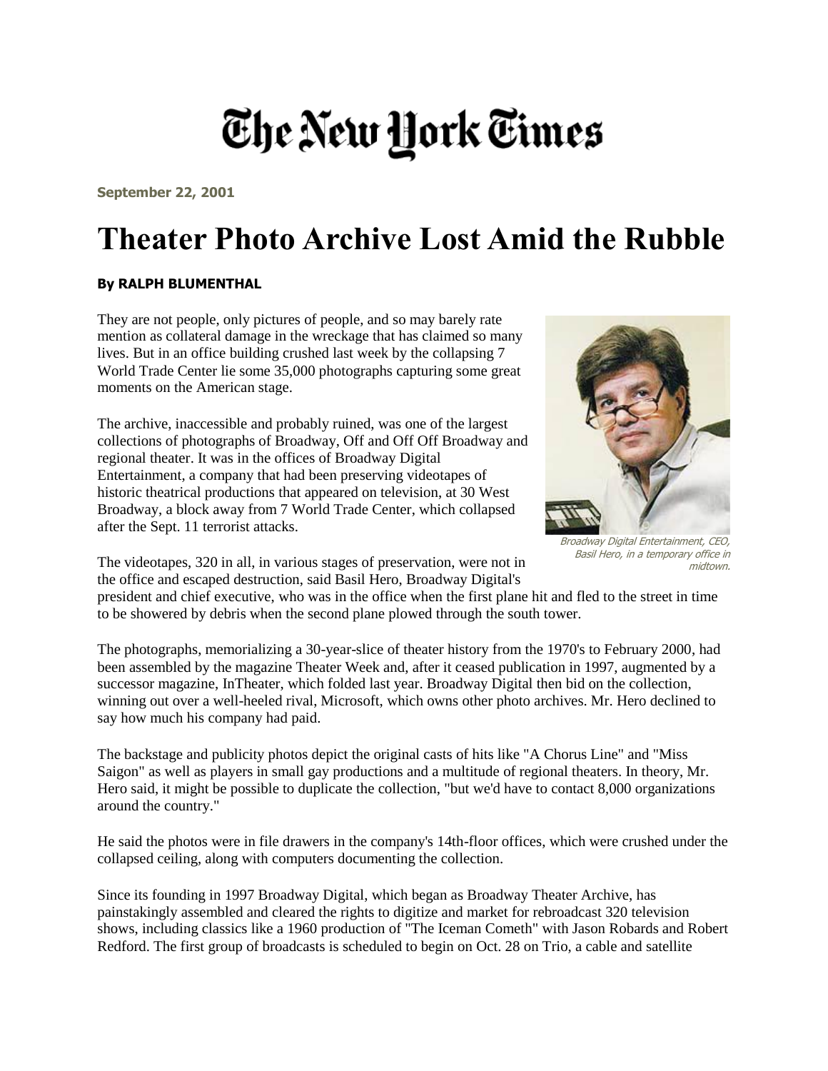# The New York Times

**September 22, 2001**

# Theater Photo Archive Lost Amid the Rubble

**By RALPH BLUMENTHAL**

They are not people, only pictures of people, and so may barely rate mention as collateral damage in the wreckage that has claimed so many lives. But in an office building crushed last week by the collapsing 7 World Trade Center lie some 35,000 photographs capturing some great moments on the American stage.

The archive, inaccessible and probably ruined, was one of the largest collections of photographs of Broadway, Off and Off Off Broadway and regional theater. It was in the offices of Broadway Digital Entertainment, a company that had been preserving videotapes of historic theatrical productions that appeared on television, at 30 West Broadway, a block away from 7 World Trade Center, which collapsed after the Sept. 11 terrorist attacks.

*Broadway Digital Entertainment, CEO, Basil Hero, in a temporary office in midtown.*

The videotapes, 320 in all, in various stages of preservation, were not in the office and escaped destruction, said Basil Hero, Broadway Digital's president and chief executive, who was in the office when the first plane hit and fled to the street in time to be showered by debris when the second plane plowed through the south tower.

The photographs, memorializing a 30-year-slice of theater history from the 1970's to February 2000, had been assembled by the magazine Theater Week and, after it ceased publication in 1997, augmented by a successor magazine, InTheater, which folded last year. Broadway Digital then bid on the collection, winning out over a well-heeled rival, Microsoft, which owns other photo archives. Mr. Hero declined to say how much his company had paid.

The backstage and publicity photos depict the original casts of hits like "A Chorus Line" and "Miss Saigon" as well as players in small gay productions and a multitude of regional theaters. In theory, Mr. Hero said, it might be possible to duplicate the collection, "but we'd have to contact 8,000 organizations around the country."

He said the photos were in file drawers in the company's 14th-floor offices, which were crushed under the collapsed ceiling, along with computers documenting the collection.

Since its founding in 1997 Broadway Digital, which began as Broadway Theater Archive, has painstakingly assembled and cleared the rights to digitize and market for rebroadcast 320 television shows, including classics like a 1960 production of "The Iceman Cometh" with Jason Robards and Robert Redford. The first group of broadcasts is scheduled to begin on Oct. 28 on Trio, a cable and satellite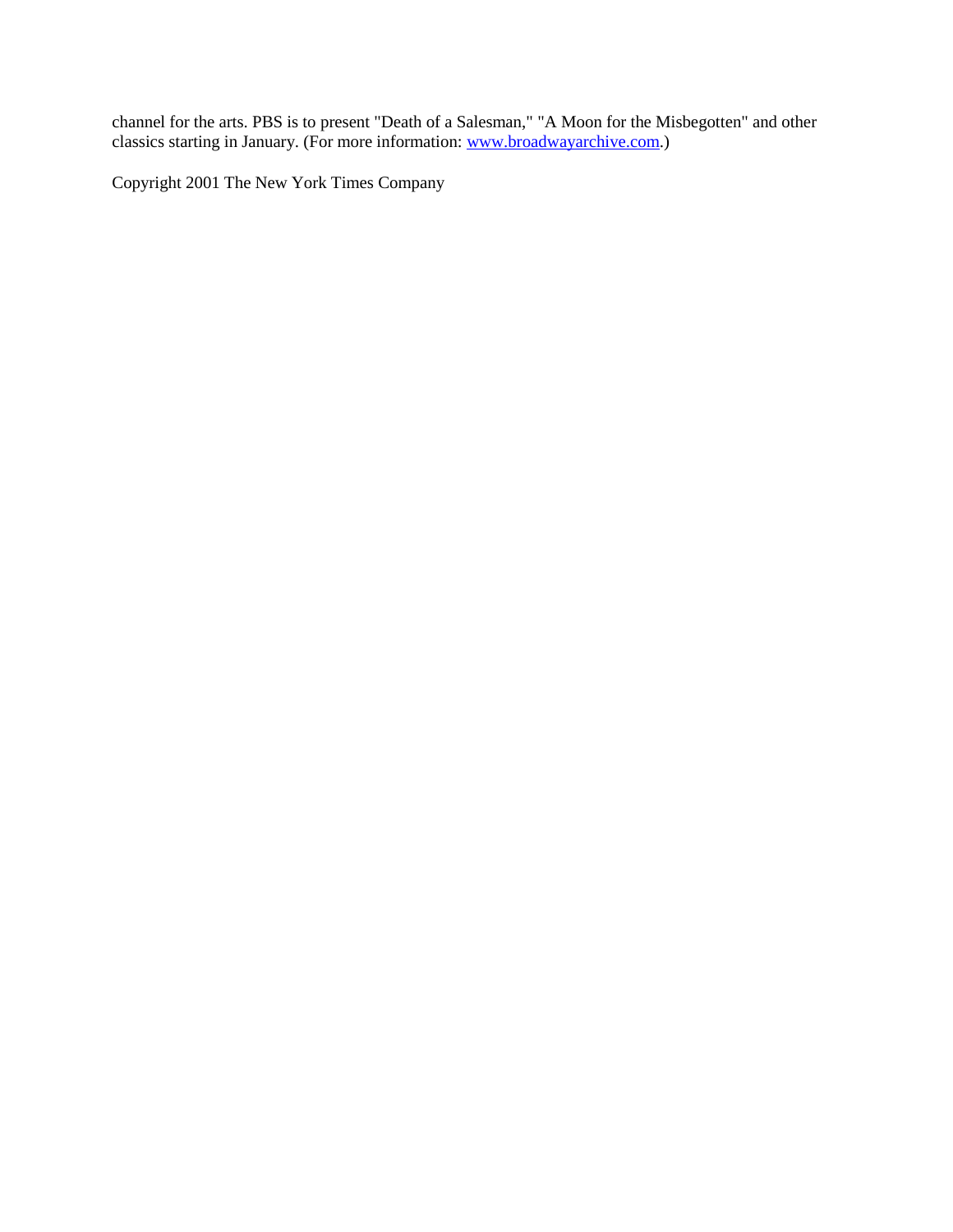channel for the arts. PBS is to present "Death of a Salesman," "A Moon for the Misbegotten" and other classics starting in January. (For more information: www.broadwayarchive.com.)

Copyright 2001 The New York Times Company